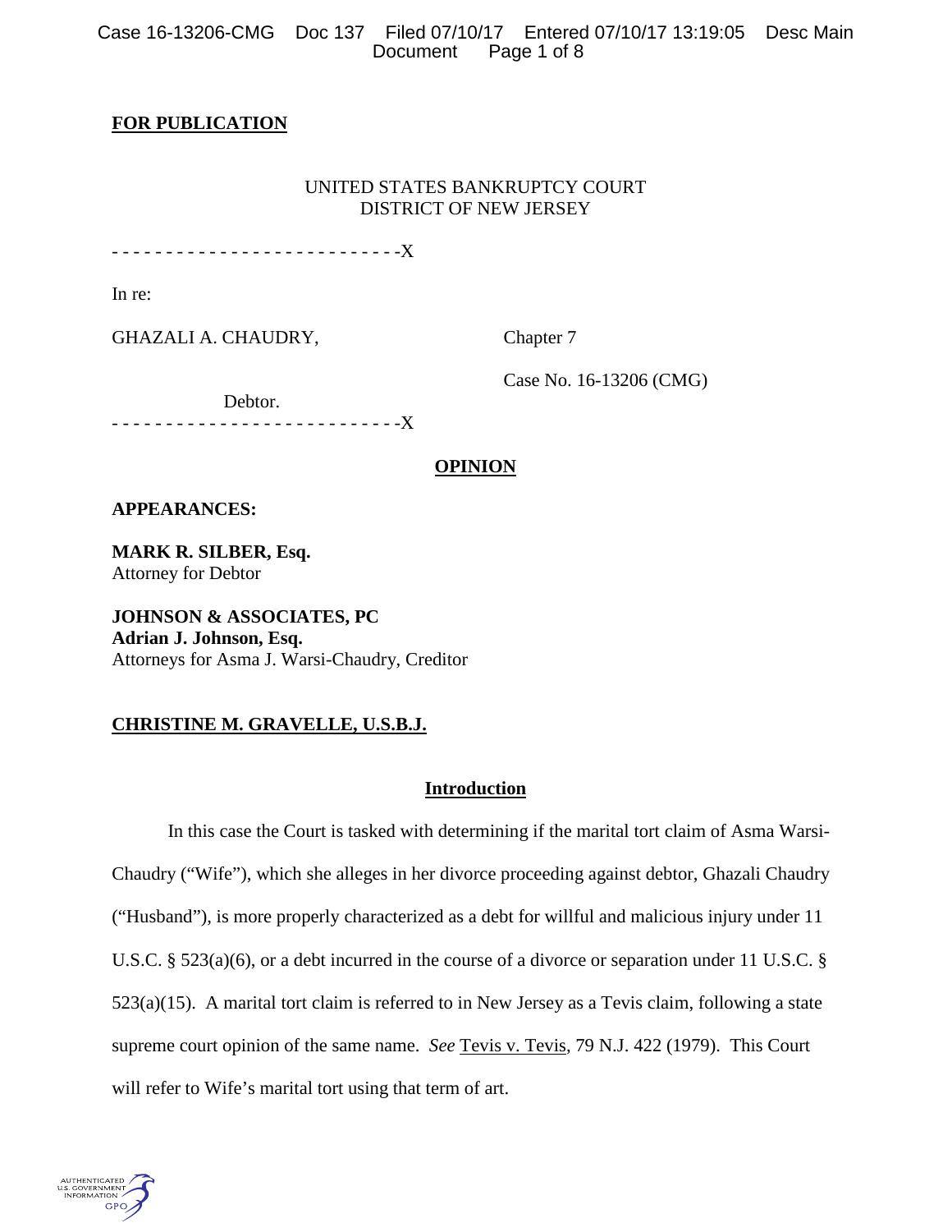**FOR PUBLICATION**

UNITED STATES BANKRUPTCY COURT
DISTRICT OF NEW JERSEY

- - - - - - - - - - - - - - - - - - - - - - - - - - -X

In re:

GHAZALI A. CHAUDRY,

Chapter 7

Case No. 16-13206 (CMG)

Debtor.

- - - - - - - - - - - - - - - - - - - - - - - - - - -X

**OPINION**

**APPEARANCES:**

**MARK R. SILBER, Esq.**
Attorney for Debtor

**JOHNSON & ASSOCIATES, PC**
**Adrian J. Johnson, Esq.**
Attorneys for Asma J. Warsi-Chaudry, Creditor

**CHRISTINE M. GRAVELLE, U.S.B.J.**

## Introduction

In this case the Court is tasked with determining if the marital tort claim of Asma Warsi-Chaudry ("Wife"), which she alleges in her divorce proceeding against debtor, Ghazali Chaudry ("Husband"), is more properly characterized as a debt for willful and malicious injury under 11 U.S.C. § 523(a)(6), or a debt incurred in the course of a divorce or separation under 11 U.S.C. § 523(a)(15). A marital tort claim is referred to in New Jersey as a Tevis claim, following a state supreme court opinion of the same name. *See* Tevis v. Tevis, 79 N.J. 422 (1979). This Court will refer to Wife's marital tort using that term of art.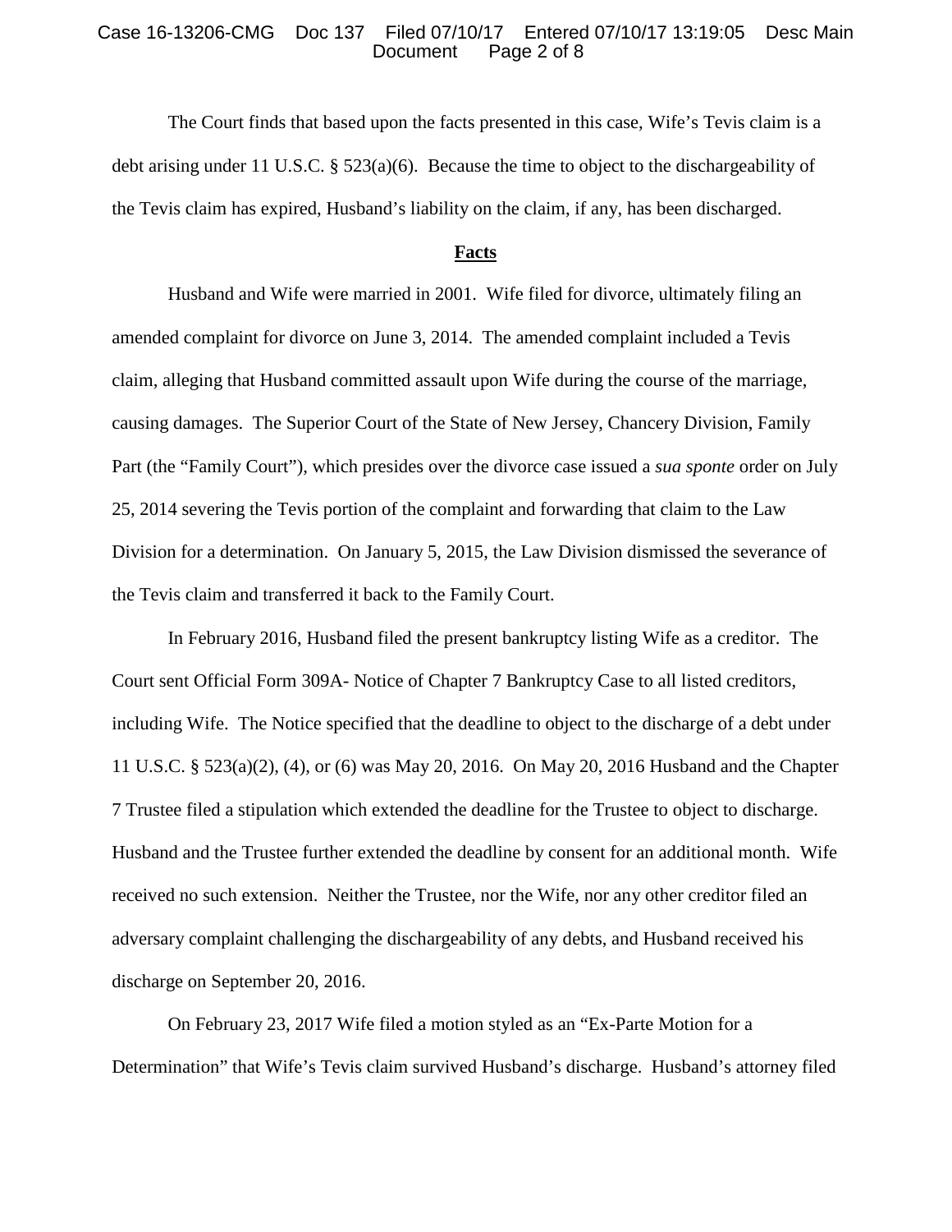The Court finds that based upon the facts presented in this case, Wife's Tevis claim is a debt arising under 11 U.S.C. § 523(a)(6). Because the time to object to the dischargeability of the Tevis claim has expired, Husband's liability on the claim, if any, has been discharged.

**Facts**

Husband and Wife were married in 2001. Wife filed for divorce, ultimately filing an amended complaint for divorce on June 3, 2014. The amended complaint included a Tevis claim, alleging that Husband committed assault upon Wife during the course of the marriage, causing damages. The Superior Court of the State of New Jersey, Chancery Division, Family Part (the "Family Court"), which presides over the divorce case issued a *sua sponte* order on July 25, 2014 severing the Tevis portion of the complaint and forwarding that claim to the Law Division for a determination. On January 5, 2015, the Law Division dismissed the severance of the Tevis claim and transferred it back to the Family Court.

In February 2016, Husband filed the present bankruptcy listing Wife as a creditor. The Court sent Official Form 309A- Notice of Chapter 7 Bankruptcy Case to all listed creditors, including Wife. The Notice specified that the deadline to object to the discharge of a debt under 11 U.S.C. § 523(a)(2), (4), or (6) was May 20, 2016. On May 20, 2016 Husband and the Chapter 7 Trustee filed a stipulation which extended the deadline for the Trustee to object to discharge. Husband and the Trustee further extended the deadline by consent for an additional month. Wife received no such extension. Neither the Trustee, nor the Wife, nor any other creditor filed an adversary complaint challenging the dischargeability of any debts, and Husband received his discharge on September 20, 2016.

On February 23, 2017 Wife filed a motion styled as an "Ex-Parte Motion for a Determination" that Wife's Tevis claim survived Husband's discharge. Husband's attorney filed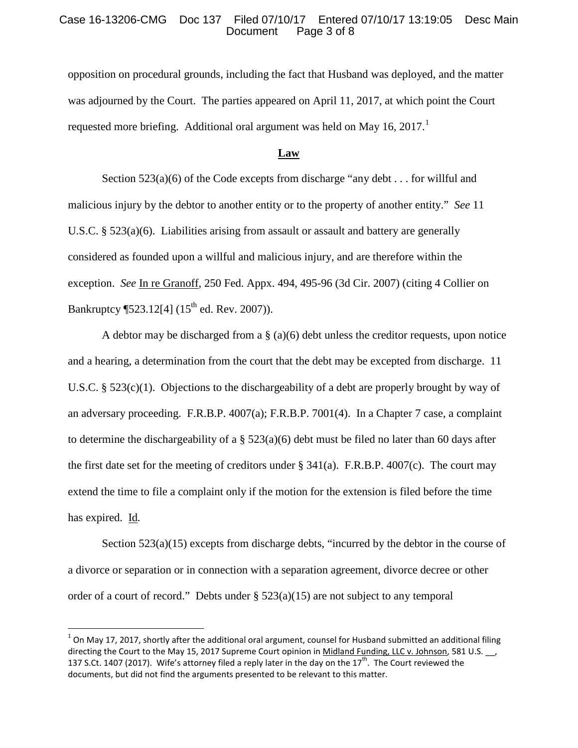opposition on procedural grounds, including the fact that Husband was deployed, and the matter was adjourned by the Court. The parties appeared on April 11, 2017, at which point the Court requested more briefing. Additional oral argument was held on May 16, 2017.[1]

## **Law**

Section 523(a)(6) of the Code excepts from discharge "any debt . . . for willful and malicious injury by the debtor to another entity or to the property of another entity." *See* 11 U.S.C. § 523(a)(6). Liabilities arising from assault or assault and battery are generally considered as founded upon a willful and malicious injury, and are therefore within the exception. *See* In re Granoff, 250 Fed. Appx. 494, 495-96 (3d Cir. 2007) (citing 4 Collier on Bankruptcy ¶523.12[4] (15th ed. Rev. 2007)).

A debtor may be discharged from a § (a)(6) debt unless the creditor requests, upon notice and a hearing, a determination from the court that the debt may be excepted from discharge. 11 U.S.C. § 523(c)(1). Objections to the dischargeability of a debt are properly brought by way of an adversary proceeding. F.R.B.P. 4007(a); F.R.B.P. 7001(4). In a Chapter 7 case, a complaint to determine the dischargeability of a § 523(a)(6) debt must be filed no later than 60 days after the first date set for the meeting of creditors under § 341(a). F.R.B.P. 4007(c). The court may extend the time to file a complaint only if the motion for the extension is filed before the time has expired. Id.

Section 523(a)(15) excepts from discharge debts, "incurred by the debtor in the course of a divorce or separation or in connection with a separation agreement, divorce decree or other order of a court of record." Debts under § 523(a)(15) are not subject to any temporal

---

[1] On May 17, 2017, shortly after the additional oral argument, counsel for Husband submitted an additional filing directing the Court to the May 15, 2017 Supreme Court opinion in Midland Funding, LLC v. Johnson, 581 U.S. __, 137 S.Ct. 1407 (2017). Wife's attorney filed a reply later in the day on the 17th. The Court reviewed the documents, but did not find the arguments presented to be relevant to this matter.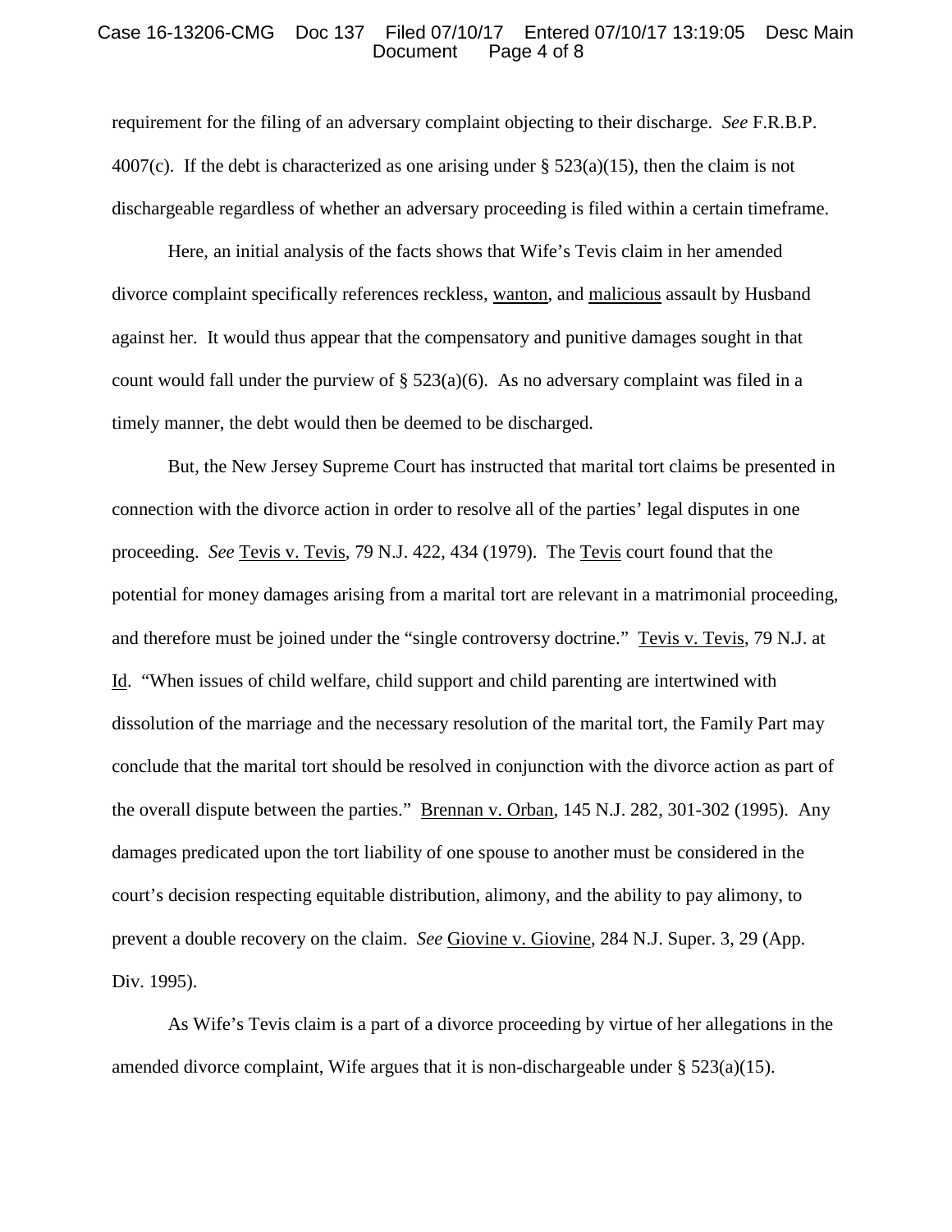requirement for the filing of an adversary complaint objecting to their discharge. *See* F.R.B.P. 4007(c). If the debt is characterized as one arising under § 523(a)(15), then the claim is not dischargeable regardless of whether an adversary proceeding is filed within a certain timeframe.

Here, an initial analysis of the facts shows that Wife's Tevis claim in her amended divorce complaint specifically references reckless, wanton, and malicious assault by Husband against her. It would thus appear that the compensatory and punitive damages sought in that count would fall under the purview of § 523(a)(6). As no adversary complaint was filed in a timely manner, the debt would then be deemed to be discharged.

But, the New Jersey Supreme Court has instructed that marital tort claims be presented in connection with the divorce action in order to resolve all of the parties' legal disputes in one proceeding. *See* Tevis v. Tevis, 79 N.J. 422, 434 (1979). The Tevis court found that the potential for money damages arising from a marital tort are relevant in a matrimonial proceeding, and therefore must be joined under the "single controversy doctrine." Tevis v. Tevis, 79 N.J. at Id. "When issues of child welfare, child support and child parenting are intertwined with dissolution of the marriage and the necessary resolution of the marital tort, the Family Part may conclude that the marital tort should be resolved in conjunction with the divorce action as part of the overall dispute between the parties." Brennan v. Orban, 145 N.J. 282, 301-302 (1995). Any damages predicated upon the tort liability of one spouse to another must be considered in the court's decision respecting equitable distribution, alimony, and the ability to pay alimony, to prevent a double recovery on the claim. *See* Giovine v. Giovine, 284 N.J. Super. 3, 29 (App. Div. 1995).

As Wife's Tevis claim is a part of a divorce proceeding by virtue of her allegations in the amended divorce complaint, Wife argues that it is non-dischargeable under § 523(a)(15).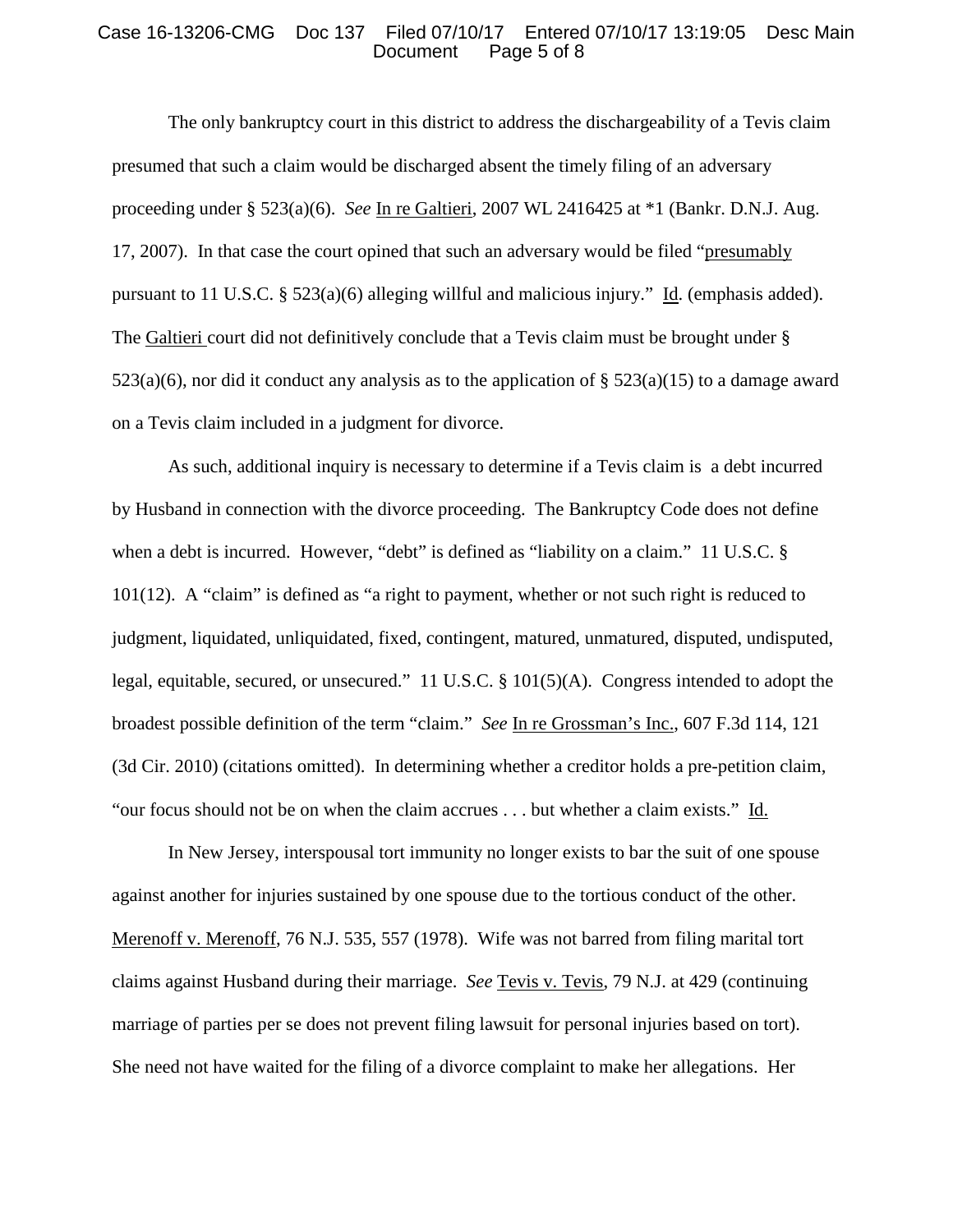The only bankruptcy court in this district to address the dischargeability of a Tevis claim presumed that such a claim would be discharged absent the timely filing of an adversary proceeding under § 523(a)(6). *See* In re Galtieri, 2007 WL 2416425 at *1 (Bankr. D.N.J. Aug. 17, 2007). In that case the court opined that such an adversary would be filed "presumably pursuant to 11 U.S.C. § 523(a)(6) alleging willful and malicious injury." Id. (emphasis added). The Galtieri court did not definitively conclude that a Tevis claim must be brought under § 523(a)(6), nor did it conduct any analysis as to the application of § 523(a)(15) to a damage award on a Tevis claim included in a judgment for divorce.

As such, additional inquiry is necessary to determine if a Tevis claim is a debt incurred by Husband in connection with the divorce proceeding. The Bankruptcy Code does not define when a debt is incurred. However, "debt" is defined as "liability on a claim." 11 U.S.C. § 101(12). A "claim" is defined as "a right to payment, whether or not such right is reduced to judgment, liquidated, unliquidated, fixed, contingent, matured, unmatured, disputed, undisputed, legal, equitable, secured, or unsecured." 11 U.S.C. § 101(5)(A). Congress intended to adopt the broadest possible definition of the term "claim." *See* In re Grossman's Inc., 607 F.3d 114, 121 (3d Cir. 2010) (citations omitted). In determining whether a creditor holds a pre-petition claim, "our focus should not be on when the claim accrues . . . but whether a claim exists." Id.

In New Jersey, interspousal tort immunity no longer exists to bar the suit of one spouse against another for injuries sustained by one spouse due to the tortious conduct of the other. Merenoff v. Merenoff, 76 N.J. 535, 557 (1978). Wife was not barred from filing marital tort claims against Husband during their marriage. *See* Tevis v. Tevis, 79 N.J. at 429 (continuing marriage of parties per se does not prevent filing lawsuit for personal injuries based on tort). She need not have waited for the filing of a divorce complaint to make her allegations. Her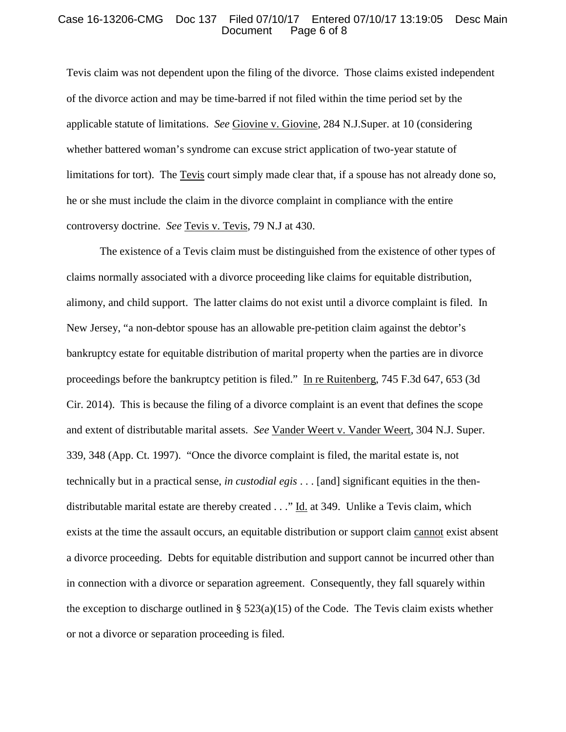Tevis claim was not dependent upon the filing of the divorce. Those claims existed independent of the divorce action and may be time-barred if not filed within the time period set by the applicable statute of limitations. *See* Giovine v. Giovine, 284 N.J.Super. at 10 (considering whether battered woman's syndrome can excuse strict application of two-year statute of limitations for tort). The Tevis court simply made clear that, if a spouse has not already done so, he or she must include the claim in the divorce complaint in compliance with the entire controversy doctrine. *See* Tevis v. Tevis, 79 N.J at 430.

The existence of a Tevis claim must be distinguished from the existence of other types of claims normally associated with a divorce proceeding like claims for equitable distribution, alimony, and child support. The latter claims do not exist until a divorce complaint is filed. In New Jersey, "a non-debtor spouse has an allowable pre-petition claim against the debtor's bankruptcy estate for equitable distribution of marital property when the parties are in divorce proceedings before the bankruptcy petition is filed." In re Ruitenberg, 745 F.3d 647, 653 (3d Cir. 2014). This is because the filing of a divorce complaint is an event that defines the scope and extent of distributable marital assets. *See* Vander Weert v. Vander Weert, 304 N.J. Super. 339, 348 (App. Ct. 1997). "Once the divorce complaint is filed, the marital estate is, not technically but in a practical sense, *in custodial egis* . . . [and] significant equities in the then-distributable marital estate are thereby created . . ." Id. at 349. Unlike a Tevis claim, which exists at the time the assault occurs, an equitable distribution or support claim cannot exist absent a divorce proceeding. Debts for equitable distribution and support cannot be incurred other than in connection with a divorce or separation agreement. Consequently, they fall squarely within the exception to discharge outlined in § 523(a)(15) of the Code. The Tevis claim exists whether or not a divorce or separation proceeding is filed.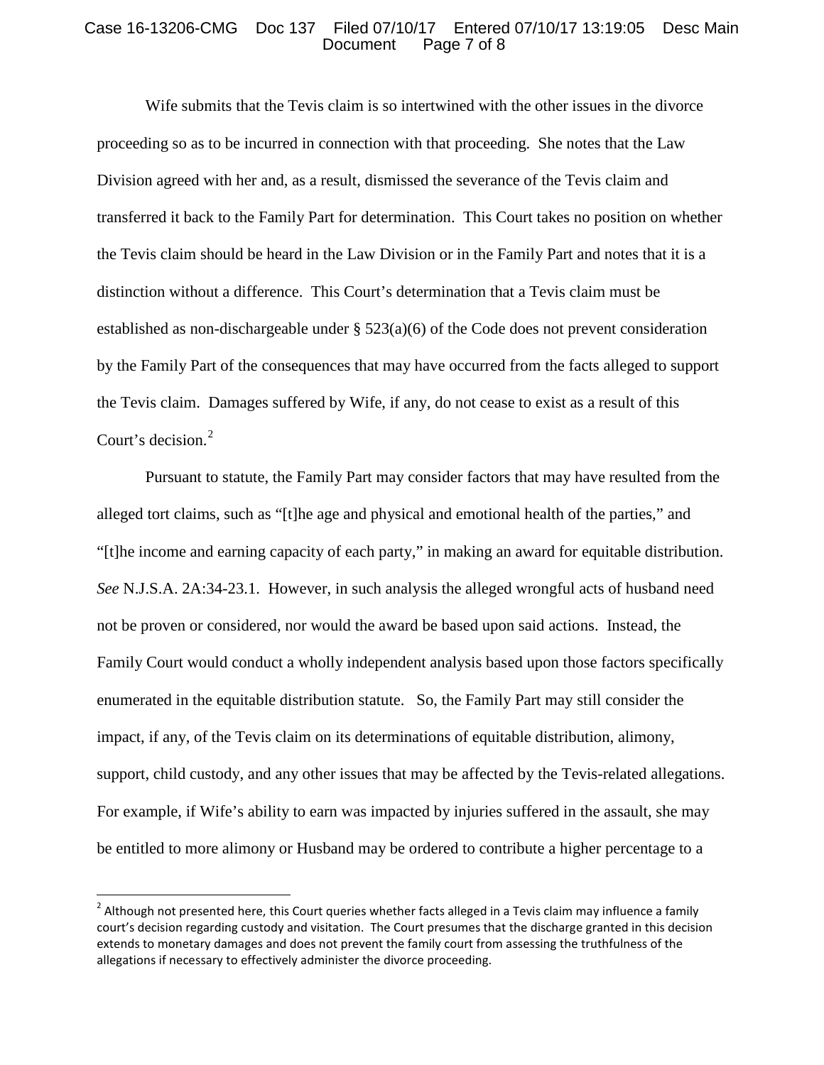Wife submits that the Tevis claim is so intertwined with the other issues in the divorce proceeding so as to be incurred in connection with that proceeding. She notes that the Law Division agreed with her and, as a result, dismissed the severance of the Tevis claim and transferred it back to the Family Part for determination. This Court takes no position on whether the Tevis claim should be heard in the Law Division or in the Family Part and notes that it is a distinction without a difference. This Court's determination that a Tevis claim must be established as non-dischargeable under § 523(a)(6) of the Code does not prevent consideration by the Family Part of the consequences that may have occurred from the facts alleged to support the Tevis claim. Damages suffered by Wife, if any, do not cease to exist as a result of this Court's decision.[2]

Pursuant to statute, the Family Part may consider factors that may have resulted from the alleged tort claims, such as "[t]he age and physical and emotional health of the parties," and "[t]he income and earning capacity of each party," in making an award for equitable distribution. *See* N.J.S.A. 2A:34-23.1. However, in such analysis the alleged wrongful acts of husband need not be proven or considered, nor would the award be based upon said actions. Instead, the Family Court would conduct a wholly independent analysis based upon those factors specifically enumerated in the equitable distribution statute. So, the Family Part may still consider the impact, if any, of the Tevis claim on its determinations of equitable distribution, alimony, support, child custody, and any other issues that may be affected by the Tevis-related allegations. For example, if Wife's ability to earn was impacted by injuries suffered in the assault, she may be entitled to more alimony or Husband may be ordered to contribute a higher percentage to a

[2] Although not presented here, this Court queries whether facts alleged in a Tevis claim may influence a family court's decision regarding custody and visitation. The Court presumes that the discharge granted in this decision extends to monetary damages and does not prevent the family court from assessing the truthfulness of the allegations if necessary to effectively administer the divorce proceeding.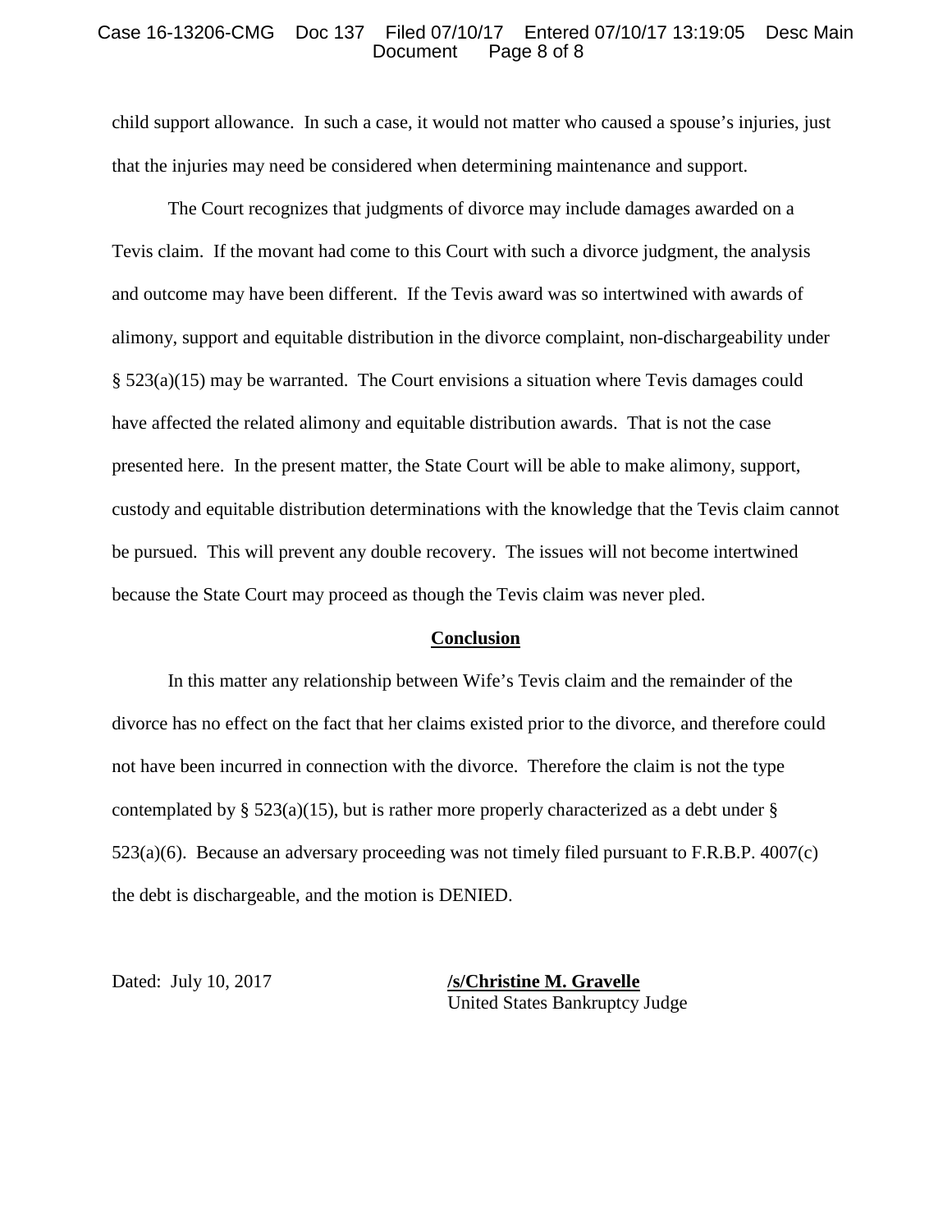child support allowance. In such a case, it would not matter who caused a spouse's injuries, just that the injuries may need be considered when determining maintenance and support.

The Court recognizes that judgments of divorce may include damages awarded on a Tevis claim. If the movant had come to this Court with such a divorce judgment, the analysis and outcome may have been different. If the Tevis award was so intertwined with awards of alimony, support and equitable distribution in the divorce complaint, non-dischargeability under § 523(a)(15) may be warranted. The Court envisions a situation where Tevis damages could have affected the related alimony and equitable distribution awards. That is not the case presented here. In the present matter, the State Court will be able to make alimony, support, custody and equitable distribution determinations with the knowledge that the Tevis claim cannot be pursued. This will prevent any double recovery. The issues will not become intertwined because the State Court may proceed as though the Tevis claim was never pled.

## Conclusion

In this matter any relationship between Wife's Tevis claim and the remainder of the divorce has no effect on the fact that her claims existed prior to the divorce, and therefore could not have been incurred in connection with the divorce. Therefore the claim is not the type contemplated by § 523(a)(15), but is rather more properly characterized as a debt under § 523(a)(6). Because an adversary proceeding was not timely filed pursuant to F.R.B.P. 4007(c) the debt is dischargeable, and the motion is DENIED.

Dated: July 10, 2017

**/s/Christine M. Gravelle**
United States Bankruptcy Judge